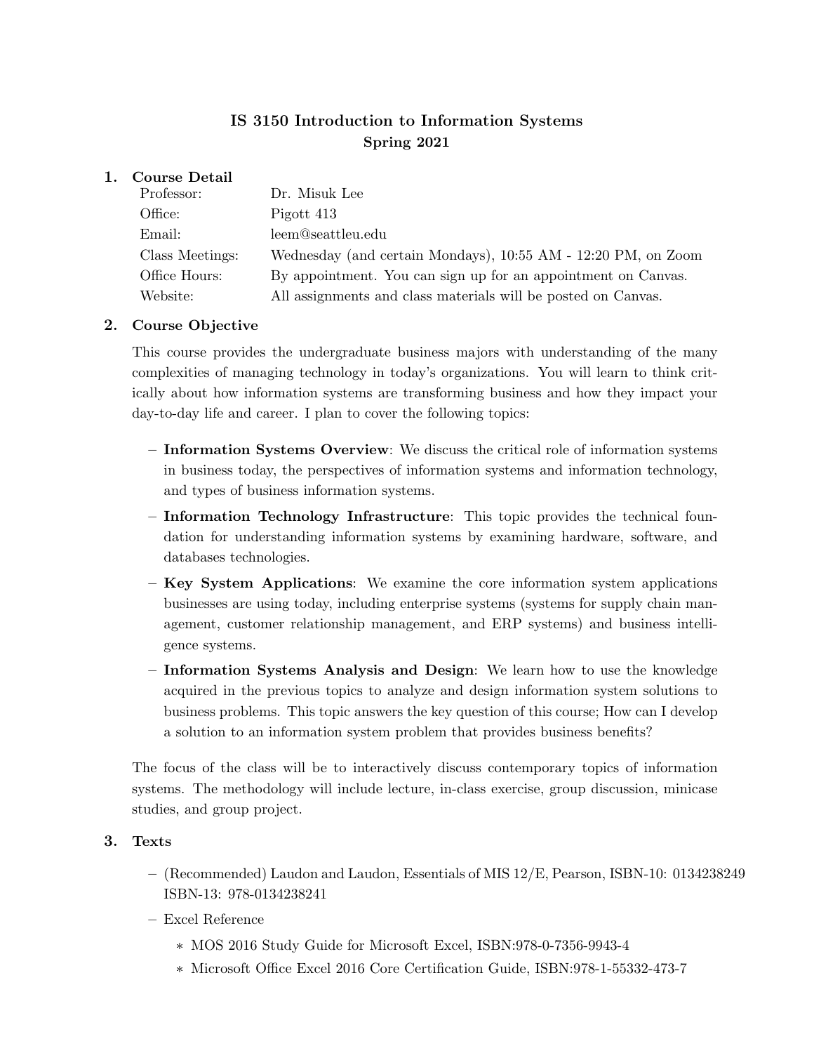# IS 3150 Introduction to Information Systems
## Spring 2021

## 1. Course Detail

| | |
|---|---|
| Professor: | Dr. Misuk Lee |
| Office: | Pigott 413 |
| Email: | leem@seattleu.edu |
| Class Meetings: | Wednesday (and certain Mondays), 10:55 AM - 12:20 PM, on Zoom |
| Office Hours: | By appointment. You can sign up for an appointment on Canvas. |
| Website: | All assignments and class materials will be posted on Canvas. |

## 2. Course Objective

This course provides the undergraduate business majors with understanding of the many complexities of managing technology in today's organizations. You will learn to think critically about how information systems are transforming business and how they impact your day-to-day life and career. I plan to cover the following topics:

- **Information Systems Overview**: We discuss the critical role of information systems in business today, the perspectives of information systems and information technology, and types of business information systems.
- **Information Technology Infrastructure**: This topic provides the technical foundation for understanding information systems by examining hardware, software, and databases technologies.
- **Key System Applications**: We examine the core information system applications businesses are using today, including enterprise systems (systems for supply chain management, customer relationship management, and ERP systems) and business intelligence systems.
- **Information Systems Analysis and Design**: We learn how to use the knowledge acquired in the previous topics to analyze and design information system solutions to business problems. This topic answers the key question of this course; How can I develop a solution to an information system problem that provides business benefits?

The focus of the class will be to interactively discuss contemporary topics of information systems. The methodology will include lecture, in-class exercise, group discussion, minicase studies, and group project.

## 3. Texts

- (Recommended) Laudon and Laudon, Essentials of MIS 12/E, Pearson, ISBN-10: 0134238249 ISBN-13: 978-0134238241
- Excel Reference
  - MOS 2016 Study Guide for Microsoft Excel, ISBN:978-0-7356-9943-4
  - Microsoft Office Excel 2016 Core Certification Guide, ISBN:978-1-55332-473-7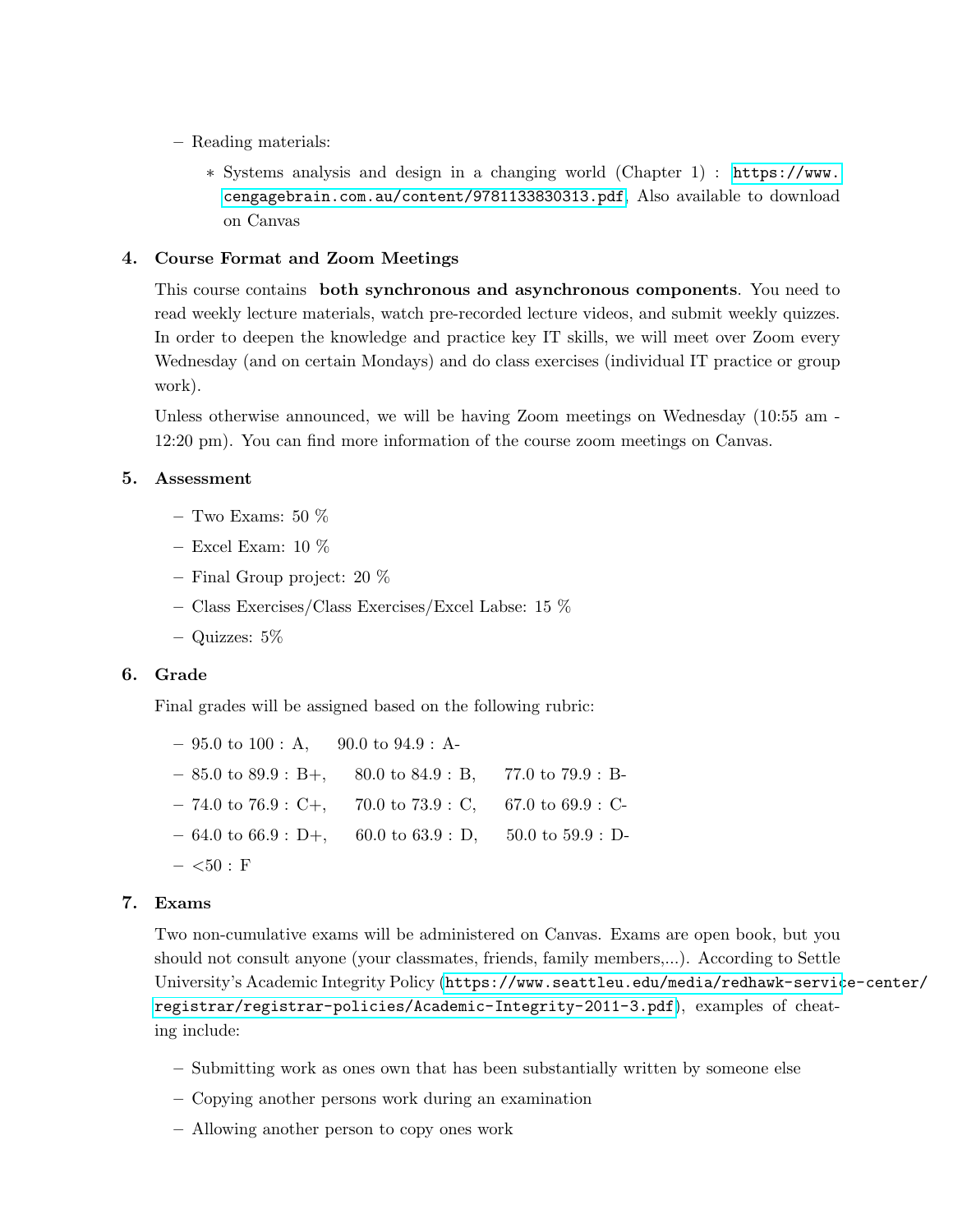- Reading materials:
  - Systems analysis and design in a changing world (Chapter 1) : https://www.cengagebrain.com.au/content/9781133830313.pdf, Also available to download on Canvas

## 4. Course Format and Zoom Meetings

This course contains **both synchronous and asynchronous components**. You need to read weekly lecture materials, watch pre-recorded lecture videos, and submit weekly quizzes. In order to deepen the knowledge and practice key IT skills, we will meet over Zoom every Wednesday (and on certain Mondays) and do class exercises (individual IT practice or group work).

Unless otherwise announced, we will be having Zoom meetings on Wednesday (10:55 am - 12:20 pm). You can find more information of the course zoom meetings on Canvas.

## 5. Assessment

- Two Exams: 50 %
- Excel Exam: 10 %
- Final Group project: 20 %
- Class Exercises/Class Exercises/Excel Labse: 15 %
- Quizzes: 5%

## 6. Grade

Final grades will be assigned based on the following rubric:

- 95.0 to 100 : A, 90.0 to 94.9 : A-
- 85.0 to 89.9 : B+, 80.0 to 84.9 : B, 77.0 to 79.9 : B-
- 74.0 to 76.9 : C+, 70.0 to 73.9 : C, 67.0 to 69.9 : C-
- 64.0 to 66.9 : D+, 60.0 to 63.9 : D, 50.0 to 59.9 : D-
- <50 : F

## 7. Exams

Two non-cumulative exams will be administered on Canvas. Exams are open book, but you should not consult anyone (your classmates, friends, family members,...). According to Settle University's Academic Integrity Policy (https://www.seattleu.edu/media/redhawk-service-center/registrar/registrar-policies/Academic-Integrity-2011-3.pdf), examples of cheating include:

- Submitting work as ones own that has been substantially written by someone else
- Copying another persons work during an examination
- Allowing another person to copy ones work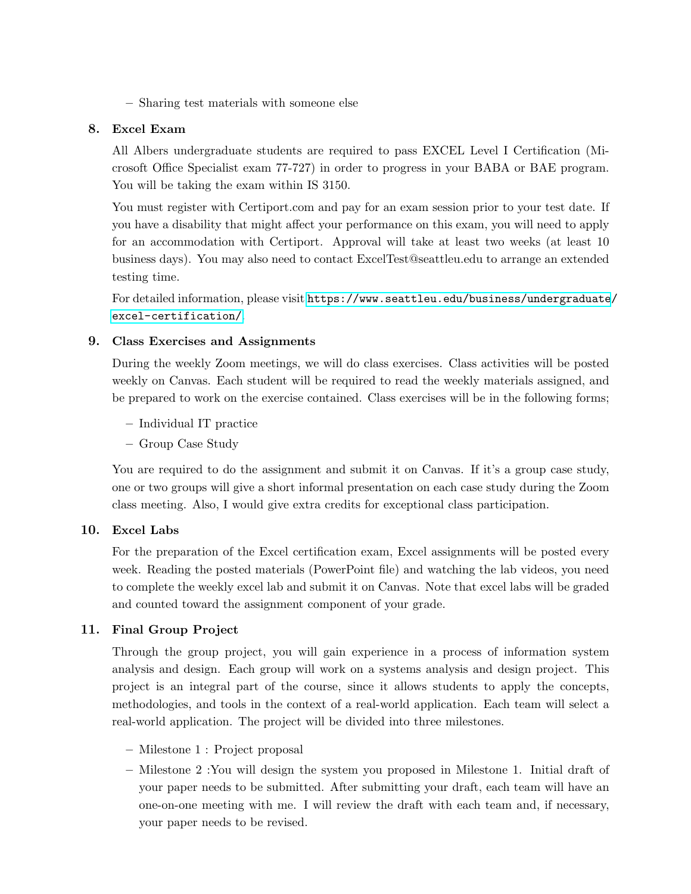– Sharing test materials with someone else

### 8. Excel Exam

All Albers undergraduate students are required to pass EXCEL Level I Certification (Microsoft Office Specialist exam 77-727) in order to progress in your BABA or BAE program. You will be taking the exam within IS 3150.

You must register with Certiport.com and pay for an exam session prior to your test date. If you have a disability that might affect your performance on this exam, you will need to apply for an accommodation with Certiport. Approval will take at least two weeks (at least 10 business days). You may also need to contact ExcelTest@seattleu.edu to arrange an extended testing time.

For detailed information, please visit https://www.seattleu.edu/business/undergraduate/excel-certification/.

### 9. Class Exercises and Assignments

During the weekly Zoom meetings, we will do class exercises. Class activities will be posted weekly on Canvas. Each student will be required to read the weekly materials assigned, and be prepared to work on the exercise contained. Class exercises will be in the following forms;

- Individual IT practice
- Group Case Study

You are required to do the assignment and submit it on Canvas. If it's a group case study, one or two groups will give a short informal presentation on each case study during the Zoom class meeting. Also, I would give extra credits for exceptional class participation.

### 10. Excel Labs

For the preparation of the Excel certification exam, Excel assignments will be posted every week. Reading the posted materials (PowerPoint file) and watching the lab videos, you need to complete the weekly excel lab and submit it on Canvas. Note that excel labs will be graded and counted toward the assignment component of your grade.

### 11. Final Group Project

Through the group project, you will gain experience in a process of information system analysis and design. Each group will work on a systems analysis and design project. This project is an integral part of the course, since it allows students to apply the concepts, methodologies, and tools in the context of a real-world application. Each team will select a real-world application. The project will be divided into three milestones.

- Milestone 1 : Project proposal
- Milestone 2 :You will design the system you proposed in Milestone 1. Initial draft of your paper needs to be submitted. After submitting your draft, each team will have an one-on-one meeting with me. I will review the draft with each team and, if necessary, your paper needs to be revised.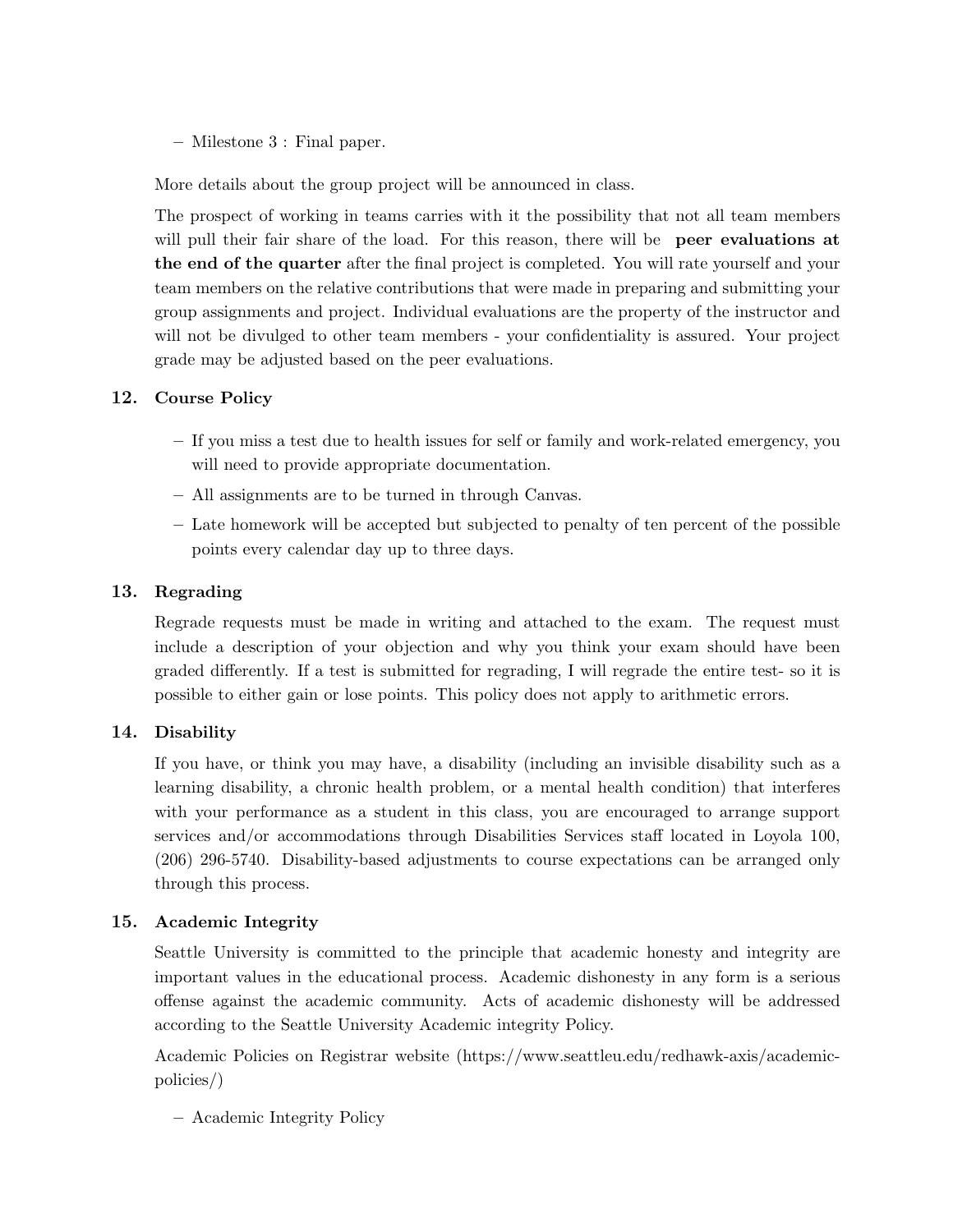– Milestone 3 : Final paper.

More details about the group project will be announced in class.

The prospect of working in teams carries with it the possibility that not all team members will pull their fair share of the load. For this reason, there will be **peer evaluations at the end of the quarter** after the final project is completed. You will rate yourself and your team members on the relative contributions that were made in preparing and submitting your group assignments and project. Individual evaluations are the property of the instructor and will not be divulged to other team members - your confidentiality is assured. Your project grade may be adjusted based on the peer evaluations.

## 12. Course Policy

– If you miss a test due to health issues for self or family and work-related emergency, you will need to provide appropriate documentation.

– All assignments are to be turned in through Canvas.

– Late homework will be accepted but subjected to penalty of ten percent of the possible points every calendar day up to three days.

## 13. Regrading

Regrade requests must be made in writing and attached to the exam. The request must include a description of your objection and why you think your exam should have been graded differently. If a test is submitted for regrading, I will regrade the entire test- so it is possible to either gain or lose points. This policy does not apply to arithmetic errors.

## 14. Disability

If you have, or think you may have, a disability (including an invisible disability such as a learning disability, a chronic health problem, or a mental health condition) that interferes with your performance as a student in this class, you are encouraged to arrange support services and/or accommodations through Disabilities Services staff located in Loyola 100, (206) 296-5740. Disability-based adjustments to course expectations can be arranged only through this process.

## 15. Academic Integrity

Seattle University is committed to the principle that academic honesty and integrity are important values in the educational process. Academic dishonesty in any form is a serious offense against the academic community. Acts of academic dishonesty will be addressed according to the Seattle University Academic integrity Policy.

Academic Policies on Registrar website (https://www.seattleu.edu/redhawk-axis/academic-policies/)

– Academic Integrity Policy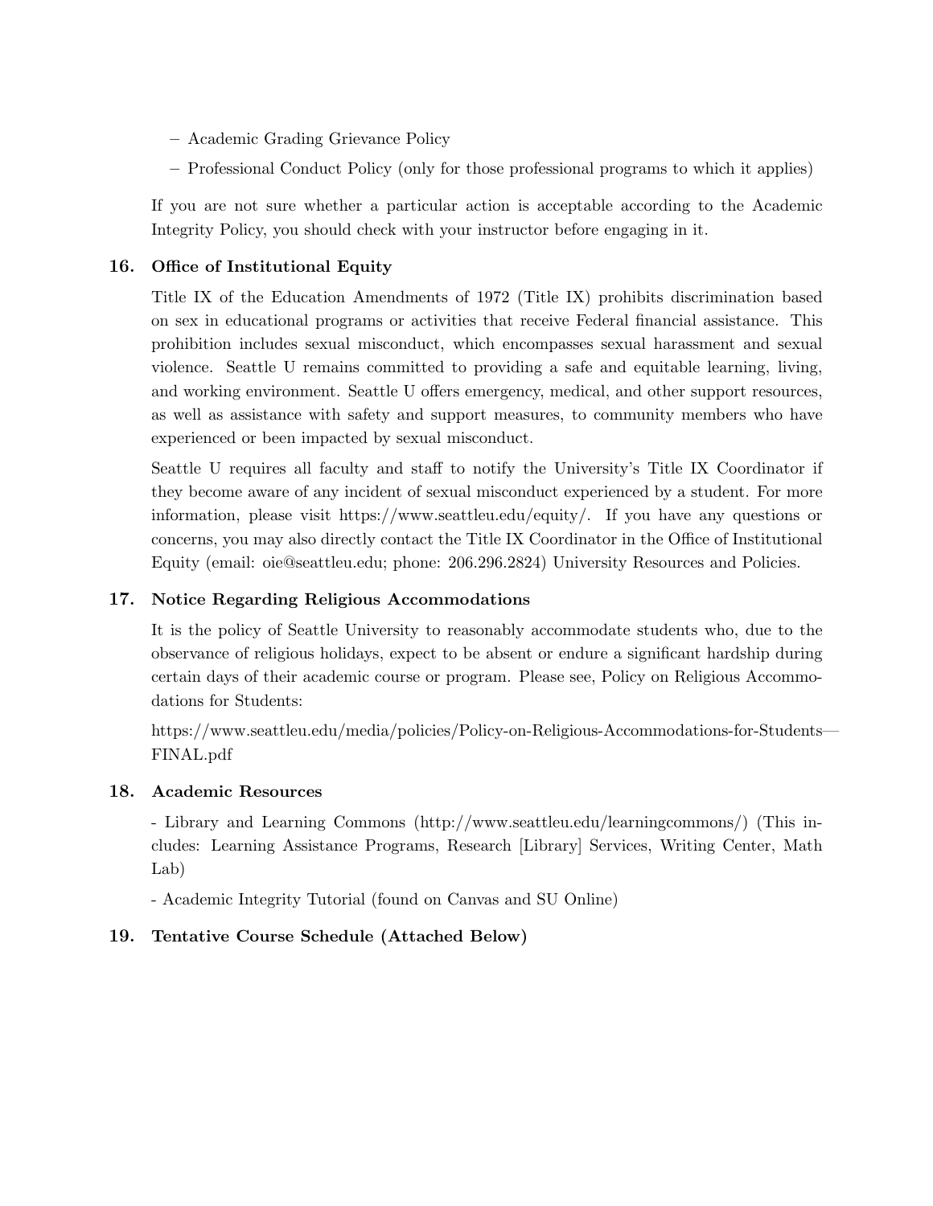- Academic Grading Grievance Policy
  - Professional Conduct Policy (only for those professional programs to which it applies)

If you are not sure whether a particular action is acceptable according to the Academic Integrity Policy, you should check with your instructor before engaging in it.

## 16. Office of Institutional Equity

Title IX of the Education Amendments of 1972 (Title IX) prohibits discrimination based on sex in educational programs or activities that receive Federal financial assistance. This prohibition includes sexual misconduct, which encompasses sexual harassment and sexual violence. Seattle U remains committed to providing a safe and equitable learning, living, and working environment. Seattle U offers emergency, medical, and other support resources, as well as assistance with safety and support measures, to community members who have experienced or been impacted by sexual misconduct.

Seattle U requires all faculty and staff to notify the University's Title IX Coordinator if they become aware of any incident of sexual misconduct experienced by a student. For more information, please visit https://www.seattleu.edu/equity/. If you have any questions or concerns, you may also directly contact the Title IX Coordinator in the Office of Institutional Equity (email: oie@seattleu.edu; phone: 206.296.2824) University Resources and Policies.

## 17. Notice Regarding Religious Accommodations

It is the policy of Seattle University to reasonably accommodate students who, due to the observance of religious holidays, expect to be absent or endure a significant hardship during certain days of their academic course or program. Please see, Policy on Religious Accommodations for Students:

https://www.seattleu.edu/media/policies/Policy-on-Religious-Accommodations-for-Students—FINAL.pdf

## 18. Academic Resources

- Library and Learning Commons (http://www.seattleu.edu/learningcommons/) (This includes: Learning Assistance Programs, Research [Library] Services, Writing Center, Math Lab)

- Academic Integrity Tutorial (found on Canvas and SU Online)

## 19. Tentative Course Schedule (Attached Below)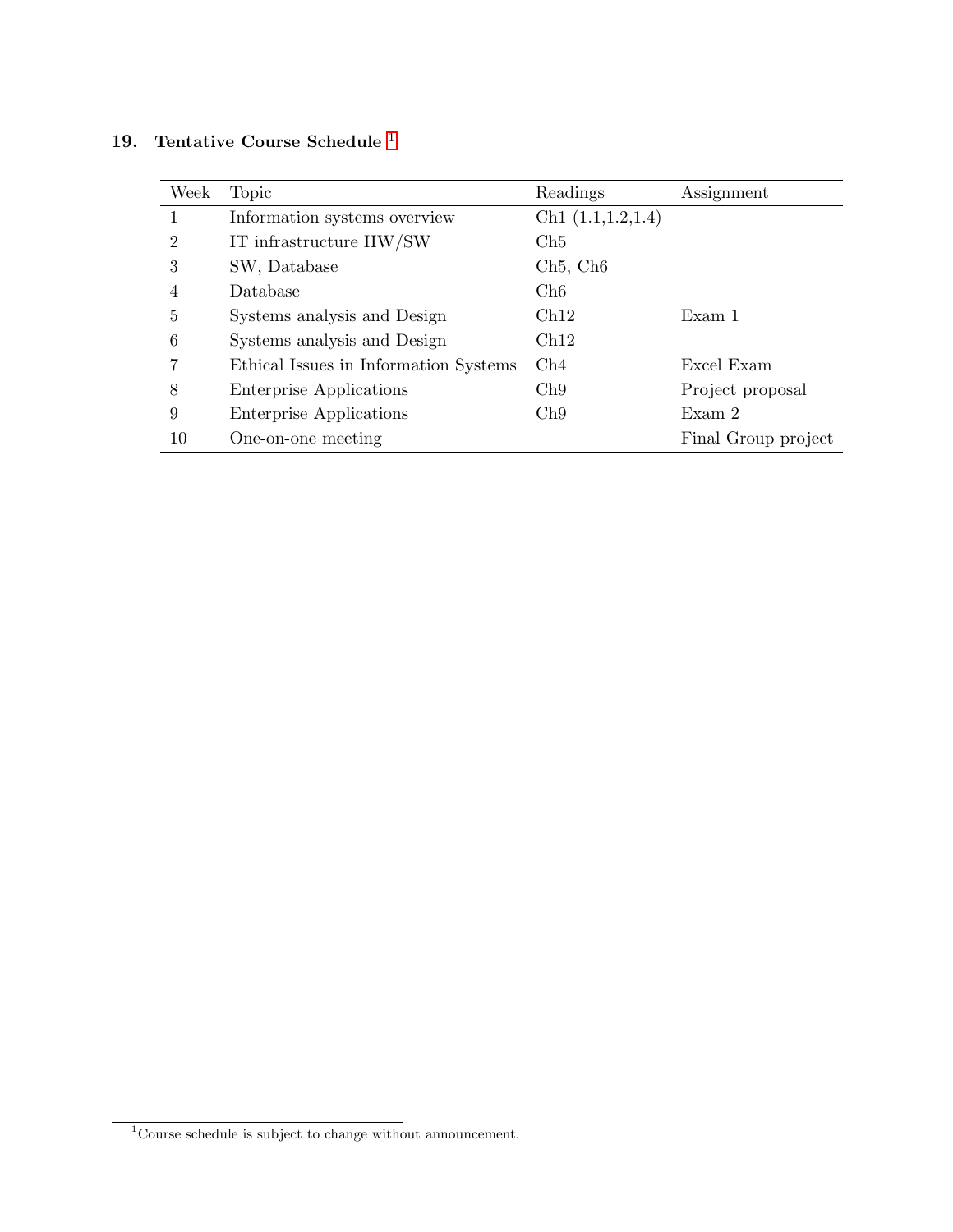## 19. Tentative Course Schedule [1]

| Week | Topic | Readings | Assignment |
|---|---|---|---|
| 1 | Information systems overview | Ch1 (1.1,1.2,1.4) | |
| 2 | IT infrastructure HW/SW | Ch5 | |
| 3 | SW, Database | Ch5, Ch6 | |
| 4 | Database | Ch6 | |
| 5 | Systems analysis and Design | Ch12 | Exam 1 |
| 6 | Systems analysis and Design | Ch12 | |
| 7 | Ethical Issues in Information Systems | Ch4 | Excel Exam |
| 8 | Enterprise Applications | Ch9 | Project proposal |
| 9 | Enterprise Applications | Ch9 | Exam 2 |
| 10 | One-on-one meeting | | Final Group project |

[1] Course schedule is subject to change without announcement.